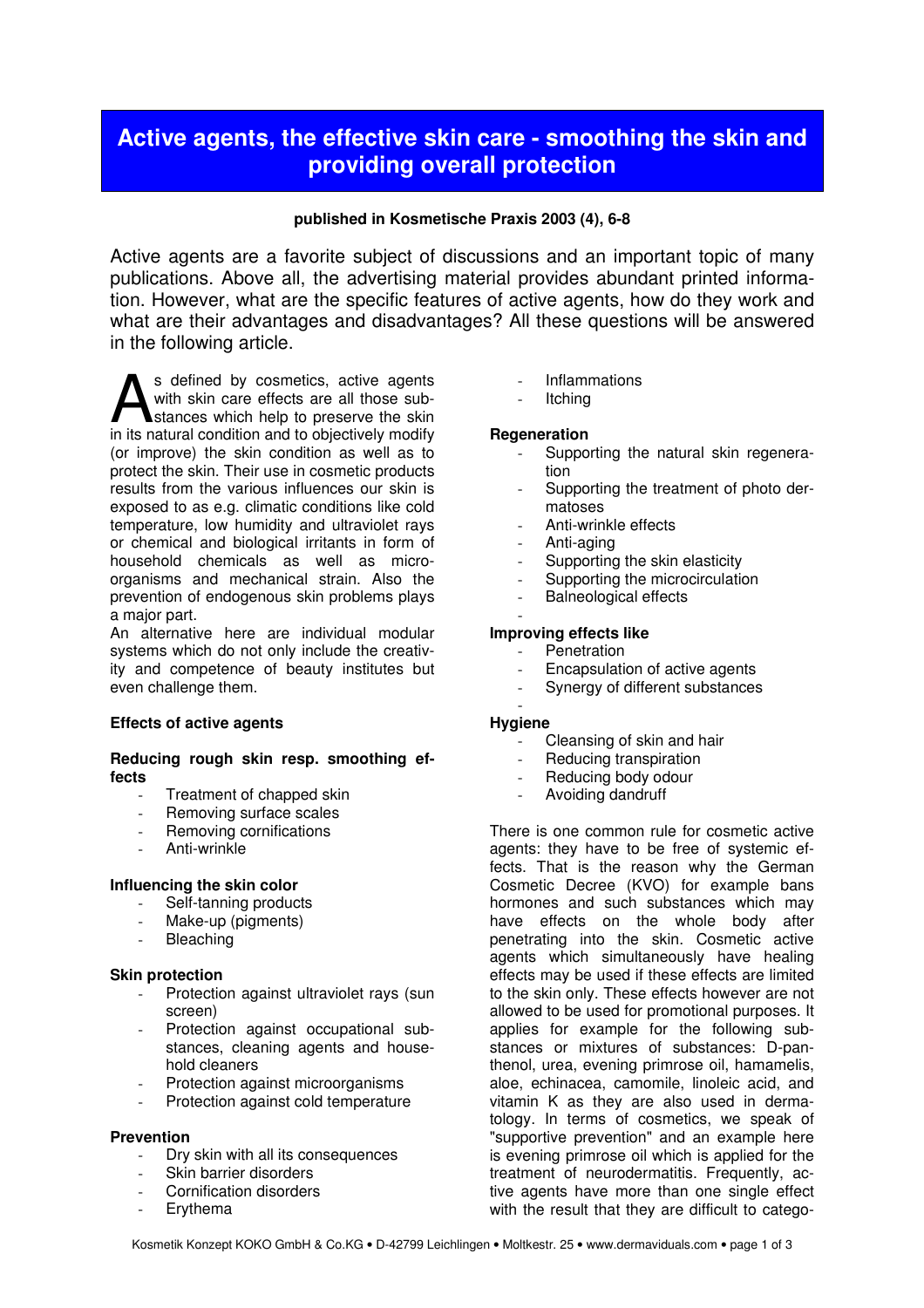# Active agents, the effective skin care - smoothing the skin and providing overall protection

**published in Kosmetische Praxis 2003 (4), 6-8**

Active agents are a favorite subject of discussions and an important topic of many publications. Above all, the advertising material provides abundant printed information. However, what are the specific features of active agents, how do they work and what are their advantages and disadvantages? All these questions will be answered in the following article.

As defined by cosmetics, active agents with skin care effects are all those substances which help to preserve the skin in its natural condition and to objectively modify (or improve) the skin condition as well as to protect the skin. Their use in cosmetic products results from the various influences our skin is exposed to as e.g. climatic conditions like cold temperature, low humidity and ultraviolet rays or chemical and biological irritants in form of household chemicals as well as microorganisms and mechanical strain. Also the prevention of endogenous skin problems plays a major part.

An alternative here are individual modular systems which do not only include the creativity and competence of beauty institutes but even challenge them.

## Effects of active agents

### Reducing rough skin resp. smoothing effects

- Treatment of chapped skin
- Removing surface scales
- Removing cornifications
- Anti-wrinkle

### Influencing the skin color

- Self-tanning products
- Make-up (pigments)
- Bleaching

### Skin protection

- Protection against ultraviolet rays (sun screen)
- Protection against occupational substances, cleaning agents and household cleaners
- Protection against microorganisms
- Protection against cold temperature

### Prevention

- Dry skin with all its consequences
- Skin barrier disorders
- Cornification disorders
- Erythema
- Inflammations
- Itching

### Regeneration

- Supporting the natural skin regeneration
- Supporting the treatment of photo dermatoses
- Anti-wrinkle effects
- Anti-aging
- Supporting the skin elasticity
- Supporting the microcirculation
- Balneological effects

### Improving effects like

- Penetration
- Encapsulation of active agents
- Synergy of different substances

### Hygiene

- Cleansing of skin and hair
- Reducing transpiration
- Reducing body odour
- Avoiding dandruff

There is one common rule for cosmetic active agents: they have to be free of systemic effects. That is the reason why the German Cosmetic Decree (KVO) for example bans hormones and such substances which may have effects on the whole body after penetrating into the skin. Cosmetic active agents which simultaneously have healing effects may be used if these effects are limited to the skin only. These effects however are not allowed to be used for promotional purposes. It applies for example for the following substances or mixtures of substances: D-panthenol, urea, evening primrose oil, hamamelis, aloe, echinacea, camomile, linoleic acid, and vitamin K as they are also used in dermatology. In terms of cosmetics, we speak of "supportive prevention" and an example here is evening primrose oil which is applied for the treatment of neurodermatitis. Frequently, active agents have more than one single effect with the result that they are difficult to catego-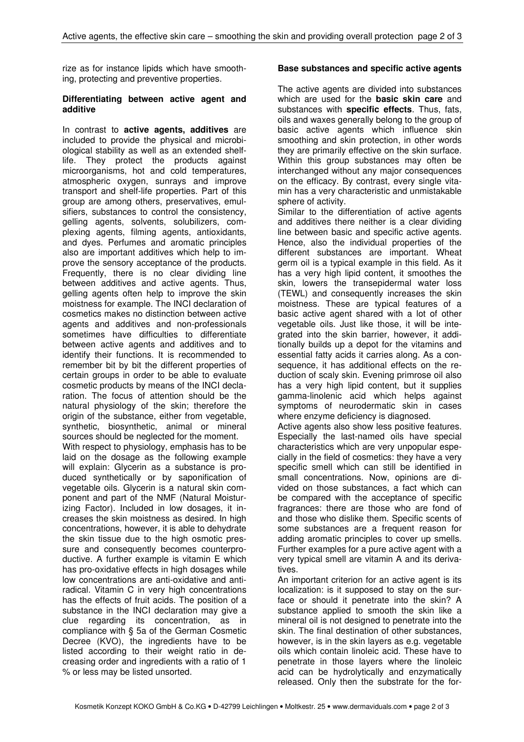rize as for instance lipids which have smoothing, protecting and preventive properties.

**Differentiating between active agent and additive**

In contrast to **active agents, additives** are included to provide the physical and microbiological stability as well as an extended shelf-life. They protect the products against microorganisms, hot and cold temperatures, atmospheric oxygen, sunrays and improve transport and shelf-life properties. Part of this group are among others, preservatives, emulsifiers, substances to control the consistency, gelling agents, solvents, solubilizers, complexing agents, filming agents, antioxidants, and dyes. Perfumes and aromatic principles also are important additives which help to improve the sensory acceptance of the products. Frequently, there is no clear dividing line between additives and active agents. Thus, gelling agents often help to improve the skin moistness for example. The INCI declaration of cosmetics makes no distinction between active agents and additives and non-professionals sometimes have difficulties to differentiate between active agents and additives and to identify their functions. It is recommended to remember bit by bit the different properties of certain groups in order to be able to evaluate cosmetic products by means of the INCI declaration. The focus of attention should be the natural physiology of the skin; therefore the origin of the substance, either from vegetable, synthetic, biosynthetic, animal or mineral sources should be neglected for the moment.

With respect to physiology, emphasis has to be laid on the dosage as the following example will explain: Glycerin as a substance is produced synthetically or by saponification of vegetable oils. Glycerin is a natural skin component and part of the NMF (Natural Moisturizing Factor). Included in low dosages, it increases the skin moistness as desired. In high concentrations, however, it is able to dehydrate the skin tissue due to the high osmotic pressure and consequently becomes counterproductive. A further example is vitamin E which has pro-oxidative effects in high dosages while low concentrations are anti-oxidative and anti-radical. Vitamin C in very high concentrations has the effects of fruit acids. The position of a substance in the INCI declaration may give a clue regarding its concentration, as in compliance with § 5a of the German Cosmetic Decree (KVO), the ingredients have to be listed according to their weight ratio in decreasing order and ingredients with a ratio of 1 % or less may be listed unsorted.

**Base substances and specific active agents**

The active agents are divided into substances which are used for the **basic skin care** and substances with **specific effects**. Thus, fats, oils and waxes generally belong to the group of basic active agents which influence skin smoothing and skin protection, in other words they are primarily effective on the skin surface. Within this group substances may often be interchanged without any major consequences on the efficacy. By contrast, every single vitamin has a very characteristic and unmistakable sphere of activity.

Similar to the differentiation of active agents and additives there neither is a clear dividing line between basic and specific active agents. Hence, also the individual properties of the different substances are important. Wheat germ oil is a typical example in this field. As it has a very high lipid content, it smoothes the skin, lowers the transepidermal water loss (TEWL) and consequently increases the skin moistness. These are typical features of a basic active agent shared with a lot of other vegetable oils. Just like those, it will be integrated into the skin barrier, however, it additionally builds up a depot for the vitamins and essential fatty acids it carries along. As a consequence, it has additional effects on the reduction of scaly skin. Evening primrose oil also has a very high lipid content, but it supplies gamma-linolenic acid which helps against symptoms of neurodermatic skin in cases where enzyme deficiency is diagnosed.

Active agents also show less positive features. Especially the last-named oils have special characteristics which are very unpopular especially in the field of cosmetics: they have a very specific smell which can still be identified in small concentrations. Now, opinions are divided on those substances, a fact which can be compared with the acceptance of specific fragrances: there are those who are fond of and those who dislike them. Specific scents of some substances are a frequent reason for adding aromatic principles to cover up smells. Further examples for a pure active agent with a very typical smell are vitamin A and its derivatives.

An important criterion for an active agent is its localization: is it supposed to stay on the surface or should it penetrate into the skin? A substance applied to smooth the skin like a mineral oil is not designed to penetrate into the skin. The final destination of other substances, however, is in the skin layers as e.g. vegetable oils which contain linoleic acid. These have to penetrate in those layers where the linoleic acid can be hydrolytically and enzymatically released. Only then the substrate for the for-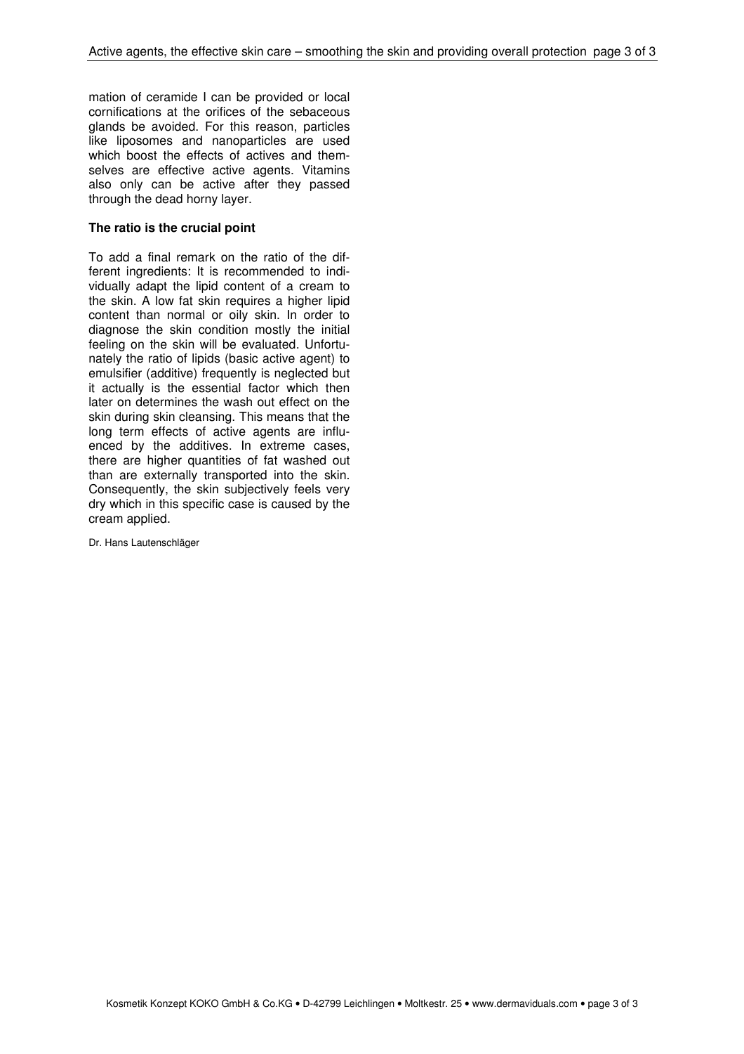mation of ceramide I can be provided or local cornifications at the orifices of the sebaceous glands be avoided. For this reason, particles like liposomes and nanoparticles are used which boost the effects of actives and themselves are effective active agents. Vitamins also only can be active after they passed through the dead horny layer.

**The ratio is the crucial point**

To add a final remark on the ratio of the different ingredients: It is recommended to individually adapt the lipid content of a cream to the skin. A low fat skin requires a higher lipid content than normal or oily skin. In order to diagnose the skin condition mostly the initial feeling on the skin will be evaluated. Unfortunately the ratio of lipids (basic active agent) to emulsifier (additive) frequently is neglected but it actually is the essential factor which then later on determines the wash out effect on the skin during skin cleansing. This means that the long term effects of active agents are influenced by the additives. In extreme cases, there are higher quantities of fat washed out than are externally transported into the skin. Consequently, the skin subjectively feels very dry which in this specific case is caused by the cream applied.

Dr. Hans Lautenschläger